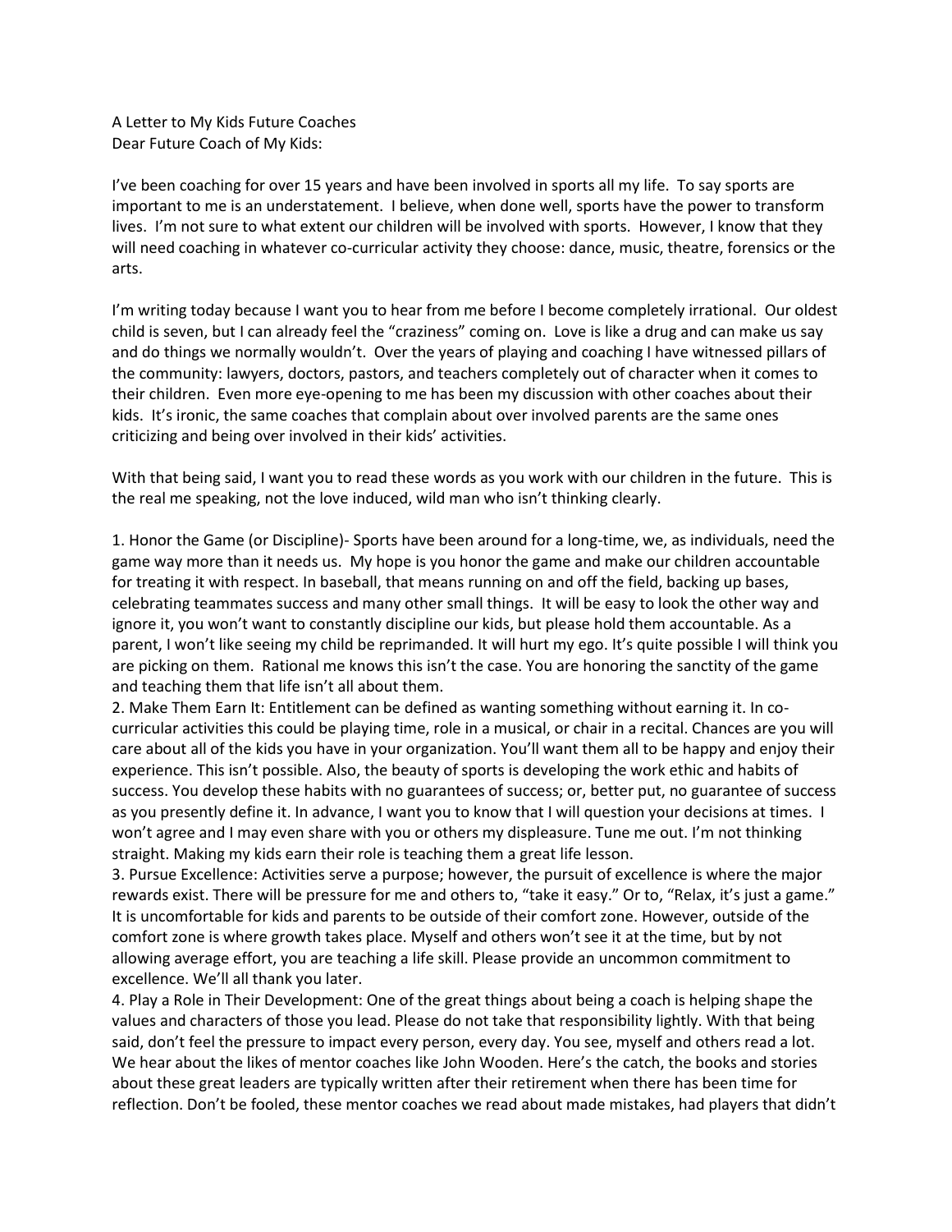A Letter to My Kids Future Coaches
Dear Future Coach of My Kids:

I've been coaching for over 15 years and have been involved in sports all my life. To say sports are important to me is an understatement. I believe, when done well, sports have the power to transform lives. I'm not sure to what extent our children will be involved with sports. However, I know that they will need coaching in whatever co-curricular activity they choose: dance, music, theatre, forensics or the arts.

I'm writing today because I want you to hear from me before I become completely irrational. Our oldest child is seven, but I can already feel the "craziness" coming on. Love is like a drug and can make us say and do things we normally wouldn't. Over the years of playing and coaching I have witnessed pillars of the community: lawyers, doctors, pastors, and teachers completely out of character when it comes to their children. Even more eye-opening to me has been my discussion with other coaches about their kids. It's ironic, the same coaches that complain about over involved parents are the same ones criticizing and being over involved in their kids' activities.

With that being said, I want you to read these words as you work with our children in the future. This is the real me speaking, not the love induced, wild man who isn't thinking clearly.

1. Honor the Game (or Discipline)- Sports have been around for a long-time, we, as individuals, need the game way more than it needs us. My hope is you honor the game and make our children accountable for treating it with respect. In baseball, that means running on and off the field, backing up bases, celebrating teammates success and many other small things. It will be easy to look the other way and ignore it, you won't want to constantly discipline our kids, but please hold them accountable. As a parent, I won't like seeing my child be reprimanded. It will hurt my ego. It's quite possible I will think you are picking on them. Rational me knows this isn't the case. You are honoring the sanctity of the game and teaching them that life isn't all about them.
2. Make Them Earn It: Entitlement can be defined as wanting something without earning it. In co-curricular activities this could be playing time, role in a musical, or chair in a recital. Chances are you will care about all of the kids you have in your organization. You'll want them all to be happy and enjoy their experience. This isn't possible. Also, the beauty of sports is developing the work ethic and habits of success. You develop these habits with no guarantees of success; or, better put, no guarantee of success as you presently define it. In advance, I want you to know that I will question your decisions at times. I won't agree and I may even share with you or others my displeasure. Tune me out. I'm not thinking straight. Making my kids earn their role is teaching them a great life lesson.
3. Pursue Excellence: Activities serve a purpose; however, the pursuit of excellence is where the major rewards exist. There will be pressure for me and others to, "take it easy." Or to, "Relax, it's just a game." It is uncomfortable for kids and parents to be outside of their comfort zone. However, outside of the comfort zone is where growth takes place. Myself and others won't see it at the time, but by not allowing average effort, you are teaching a life skill. Please provide an uncommon commitment to excellence. We'll all thank you later.
4. Play a Role in Their Development: One of the great things about being a coach is helping shape the values and characters of those you lead. Please do not take that responsibility lightly. With that being said, don't feel the pressure to impact every person, every day. You see, myself and others read a lot. We hear about the likes of mentor coaches like John Wooden. Here's the catch, the books and stories about these great leaders are typically written after their retirement when there has been time for reflection. Don't be fooled, these mentor coaches we read about made mistakes, had players that didn't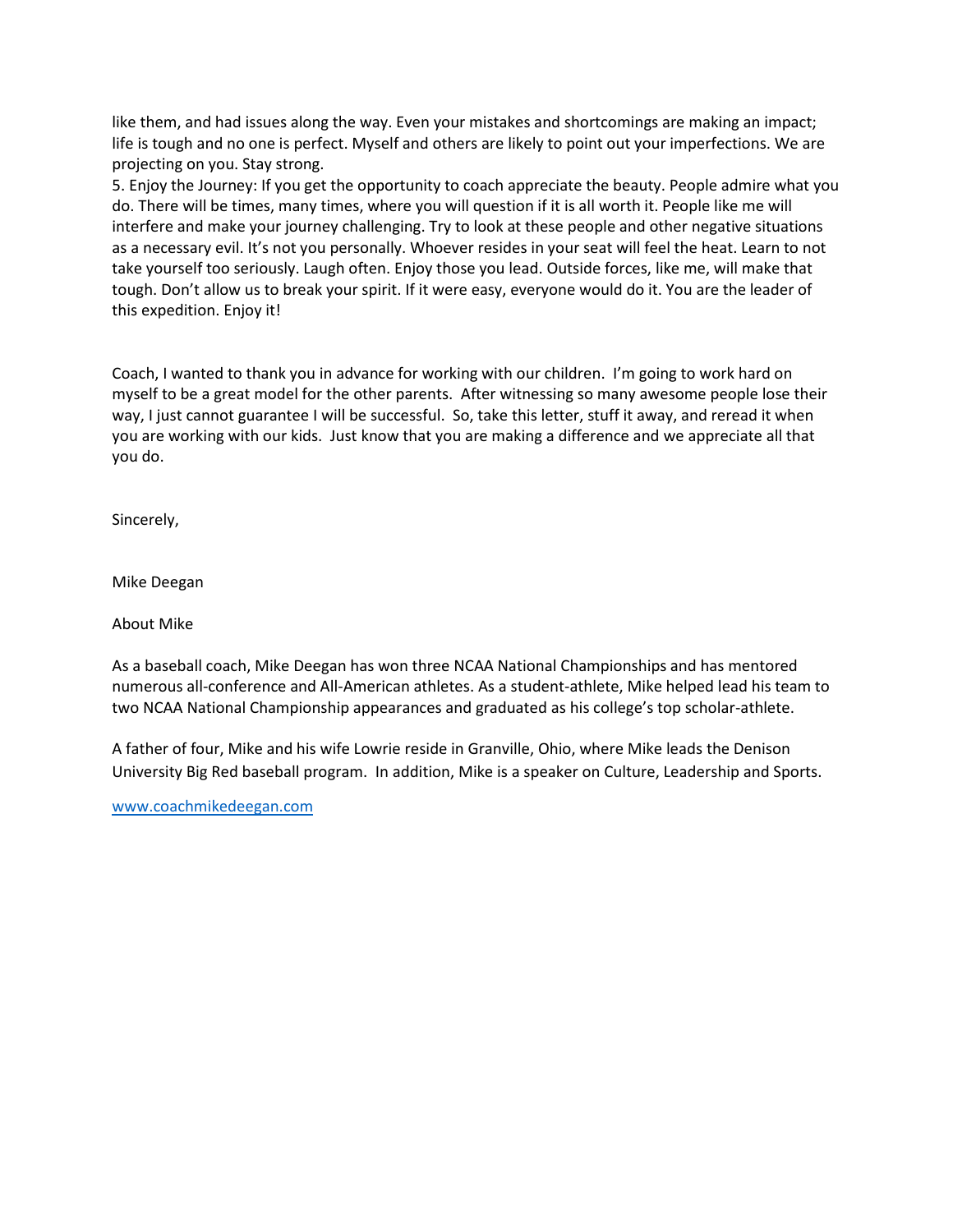like them, and had issues along the way. Even your mistakes and shortcomings are making an impact; life is tough and no one is perfect. Myself and others are likely to point out your imperfections. We are projecting on you. Stay strong.

5. Enjoy the Journey: If you get the opportunity to coach appreciate the beauty. People admire what you do. There will be times, many times, where you will question if it is all worth it. People like me will interfere and make your journey challenging. Try to look at these people and other negative situations as a necessary evil. It's not you personally. Whoever resides in your seat will feel the heat. Learn to not take yourself too seriously. Laugh often. Enjoy those you lead. Outside forces, like me, will make that tough. Don't allow us to break your spirit. If it were easy, everyone would do it. You are the leader of this expedition. Enjoy it!

Coach, I wanted to thank you in advance for working with our children. I'm going to work hard on myself to be a great model for the other parents. After witnessing so many awesome people lose their way, I just cannot guarantee I will be successful. So, take this letter, stuff it away, and reread it when you are working with our kids. Just know that you are making a difference and we appreciate all that you do.

Sincerely,

Mike Deegan

About Mike

As a baseball coach, Mike Deegan has won three NCAA National Championships and has mentored numerous all-conference and All-American athletes. As a student-athlete, Mike helped lead his team to two NCAA National Championship appearances and graduated as his college's top scholar-athlete.

A father of four, Mike and his wife Lowrie reside in Granville, Ohio, where Mike leads the Denison University Big Red baseball program. In addition, Mike is a speaker on Culture, Leadership and Sports.

www.coachmikedeegan.com